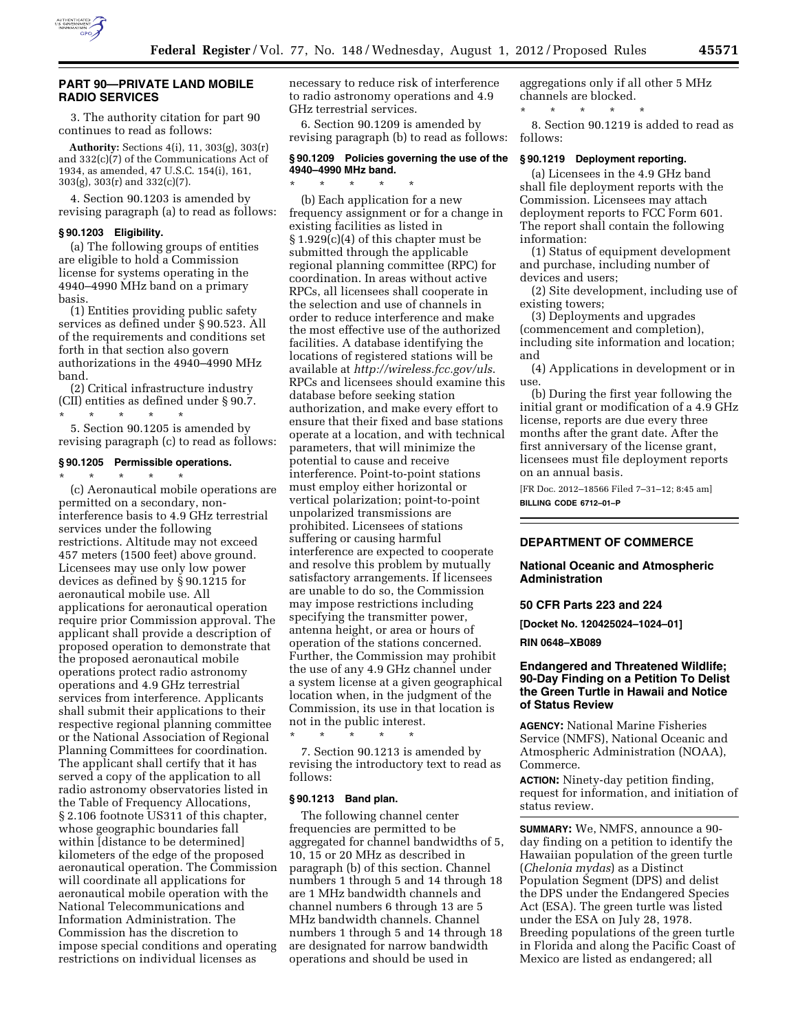## PART 90—PRIVATE LAND MOBILE RADIO SERVICES

3. The authority citation for part 90 continues to read as follows:

**Authority:** Sections 4(i), 11, 303(g), 303(r) and 332(c)(7) of the Communications Act of 1934, as amended, 47 U.S.C. 154(i), 161, 303(g), 303(r) and 332(c)(7).

4. Section 90.1203 is amended by revising paragraph (a) to read as follows:

### § 90.1203 Eligibility.

(a) The following groups of entities are eligible to hold a Commission license for systems operating in the 4940–4990 MHz band on a primary basis.

(1) Entities providing public safety services as defined under § 90.523. All of the requirements and conditions set forth in that section also govern authorizations in the 4940–4990 MHz band.

(2) Critical infrastructure industry (CII) entities as defined under § 90.7.

\* \* \* \* \*

5. Section 90.1205 is amended by revising paragraph (c) to read as follows:

### § 90.1205 Permissible operations.

\* \* \* \* \*

(c) Aeronautical mobile operations are permitted on a secondary, non-interference basis to 4.9 GHz terrestrial services under the following restrictions. Altitude may not exceed 457 meters (1500 feet) above ground. Licensees may use only low power devices as defined by § 90.1215 for aeronautical mobile use. All applications for aeronautical operation require prior Commission approval. The applicant shall provide a description of proposed operation to demonstrate that the proposed aeronautical mobile operations protect radio astronomy operations and 4.9 GHz terrestrial services from interference. Applicants shall submit their applications to their respective regional planning committee or the National Association of Regional Planning Committees for coordination. The applicant shall certify that it has served a copy of the application to all radio astronomy observatories listed in the Table of Frequency Allocations, § 2.106 footnote US311 of this chapter, whose geographic boundaries fall within [distance to be determined] kilometers of the edge of the proposed aeronautical operation. The Commission will coordinate all applications for aeronautical mobile operation with the National Telecommunications and Information Administration. The Commission has the discretion to impose special conditions and operating restrictions on individual licenses as necessary to reduce risk of interference to radio astronomy operations and 4.9 GHz terrestrial services.

6. Section 90.1209 is amended by revising paragraph (b) to read as follows:

### § 90.1209 Policies governing the use of the 4940–4990 MHz band.

\* \* \* \* \*

(b) Each application for a new frequency assignment or for a change in existing facilities as listed in § 1.929(c)(4) of this chapter must be submitted through the applicable regional planning committee (RPC) for coordination. In areas without active RPCs, all licensees shall cooperate in the selection and use of channels in order to reduce interference and make the most effective use of the authorized facilities. A database identifying the locations of registered stations will be available at *http://wireless.fcc.gov/uls*. RPCs and licensees should examine this database before seeking station authorization, and make every effort to ensure that their fixed and base stations operate at a location, and with technical parameters, that will minimize the potential to cause and receive interference. Point-to-point stations must employ either horizontal or vertical polarization; point-to-point unpolarized transmissions are prohibited. Licensees of stations suffering or causing harmful interference are expected to cooperate and resolve this problem by mutually satisfactory arrangements. If licensees are unable to do so, the Commission may impose restrictions including specifying the transmitter power, antenna height, or area or hours of operation of the stations concerned. Further, the Commission may prohibit the use of any 4.9 GHz channel under a system license at a given geographical location when, in the judgment of the Commission, its use in that location is not in the public interest.

\* \* \* \* \*

7. Section 90.1213 is amended by revising the introductory text to read as follows:

### § 90.1213 Band plan.

The following channel center frequencies are permitted to be aggregated for channel bandwidths of 5, 10, 15 or 20 MHz as described in paragraph (b) of this section. Channel numbers 1 through 5 and 14 through 18 are 1 MHz bandwidth channels and channel numbers 6 through 13 are 5 MHz bandwidth channels. Channel numbers 1 through 5 and 14 through 18 are designated for narrow bandwidth operations and should be used in aggregations only if all other 5 MHz channels are blocked.

\* \* \* \* \*

8. Section 90.1219 is added to read as follows:

### § 90.1219 Deployment reporting.

(a) Licensees in the 4.9 GHz band shall file deployment reports with the Commission. Licensees may attach deployment reports to FCC Form 601. The report shall contain the following information:

(1) Status of equipment development and purchase, including number of devices and users;

(2) Site development, including use of existing towers;

(3) Deployments and upgrades (commencement and completion), including site information and location; and

(4) Applications in development or in use.

(b) During the first year following the initial grant or modification of a 4.9 GHz license, reports are due every three months after the grant date. After the first anniversary of the license grant, licensees must file deployment reports on an annual basis.

[FR Doc. 2012–18566 Filed 7–31–12; 8:45 am]

**BILLING CODE 6712–01–P**

---

## DEPARTMENT OF COMMERCE

### National Oceanic and Atmospheric Administration

### 50 CFR Parts 223 and 224

**[Docket No. 120425024–1024–01]**

**RIN 0648–XB089**

### Endangered and Threatened Wildlife; 90-Day Finding on a Petition To Delist the Green Turtle in Hawaii and Notice of Status Review

**AGENCY:** National Marine Fisheries Service (NMFS), National Oceanic and Atmospheric Administration (NOAA), Commerce.

**ACTION:** Ninety-day petition finding, request for information, and initiation of status review.

**SUMMARY:** We, NMFS, announce a 90-day finding on a petition to identify the Hawaiian population of the green turtle (*Chelonia mydas*) as a Distinct Population Segment (DPS) and delist the DPS under the Endangered Species Act (ESA). The green turtle was listed under the ESA on July 28, 1978. Breeding populations of the green turtle in Florida and along the Pacific Coast of Mexico are listed as endangered; all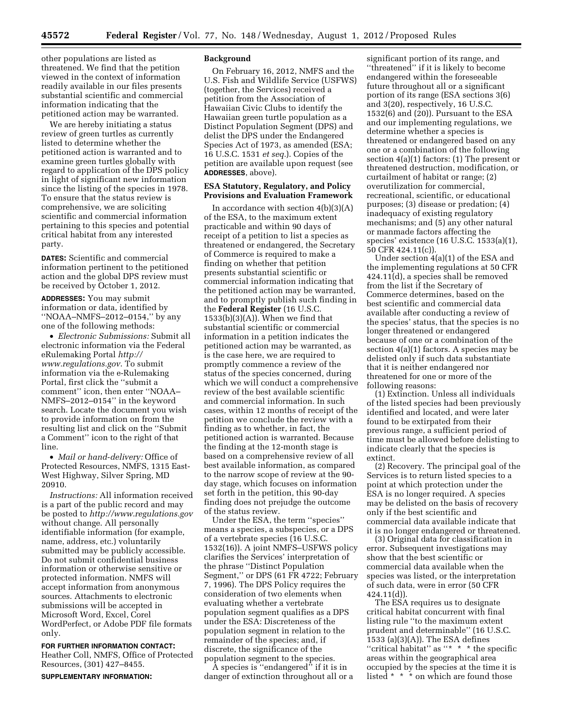other populations are listed as threatened. We find that the petition viewed in the context of information readily available in our files presents substantial scientific and commercial information indicating that the petitioned action may be warranted.

We are hereby initiating a status review of green turtles as currently listed to determine whether the petitioned action is warranted and to examine green turtles globally with regard to application of the DPS policy in light of significant new information since the listing of the species in 1978. To ensure that the status review is comprehensive, we are soliciting scientific and commercial information pertaining to this species and potential critical habitat from any interested party.

**DATES:** Scientific and commercial information pertinent to the petitioned action and the global DPS review must be received by October 1, 2012.

**ADDRESSES:** You may submit information or data, identified by ''NOAA–NMFS–2012–0154,'' by any one of the following methods:

- *Electronic Submissions:* Submit all electronic information via the Federal eRulemaking Portal *http://www.regulations.gov*. To submit information via the e-Rulemaking Portal, first click the ''submit a comment'' icon, then enter ''NOAA–NMFS–2012–0154'' in the keyword search. Locate the document you wish to provide information on from the resulting list and click on the ''Submit a Comment'' icon to the right of that line.
- *Mail or hand-delivery:* Office of Protected Resources, NMFS, 1315 East-West Highway, Silver Spring, MD 20910.

*Instructions:* All information received is a part of the public record and may be posted to *http://www.regulations.gov* without change. All personally identifiable information (for example, name, address, etc.) voluntarily submitted may be publicly accessible. Do not submit confidential business information or otherwise sensitive or protected information. NMFS will accept information from anonymous sources. Attachments to electronic submissions will be accepted in Microsoft Word, Excel, Corel WordPerfect, or Adobe PDF file formats only.

**FOR FURTHER INFORMATION CONTACT:** Heather Coll, NMFS, Office of Protected Resources, (301) 427–8455.

**SUPPLEMENTARY INFORMATION:**

## Background

On February 16, 2012, NMFS and the U.S. Fish and Wildlife Service (USFWS) (together, the Services) received a petition from the Association of Hawaiian Civic Clubs to identify the Hawaiian green turtle population as a Distinct Population Segment (DPS) and delist the DPS under the Endangered Species Act of 1973, as amended (ESA; 16 U.S.C. 1531 *et seq.*). Copies of the petition are available upon request (see **ADDRESSES**, above).

## ESA Statutory, Regulatory, and Policy Provisions and Evaluation Framework

In accordance with section 4(b)(3)(A) of the ESA, to the maximum extent practicable and within 90 days of receipt of a petition to list a species as threatened or endangered, the Secretary of Commerce is required to make a finding on whether that petition presents substantial scientific or commercial information indicating that the petitioned action may be warranted, and to promptly publish such finding in the **Federal Register** (16 U.S.C. 1533(b)(3)(A)). When we find that substantial scientific or commercial information in a petition indicates the petitioned action may be warranted, as is the case here, we are required to promptly commence a review of the status of the species concerned, during which we will conduct a comprehensive review of the best available scientific and commercial information. In such cases, within 12 months of receipt of the petition we conclude the review with a finding as to whether, in fact, the petitioned action is warranted. Because the finding at the 12-month stage is based on a comprehensive review of all best available information, as compared to the narrow scope of review at the 90-day stage, which focuses on information set forth in the petition, this 90-day finding does not prejudge the outcome of the status review.

Under the ESA, the term ''species'' means a species, a subspecies, or a DPS of a vertebrate species (16 U.S.C. 1532(16)). A joint NMFS–USFWS policy clarifies the Services' interpretation of the phrase ''Distinct Population Segment,'' or DPS (61 FR 4722; February 7, 1996). The DPS Policy requires the consideration of two elements when evaluating whether a vertebrate population segment qualifies as a DPS under the ESA: Discreteness of the population segment in relation to the remainder of the species; and, if discrete, the significance of the population segment to the species.

A species is ''endangered'' if it is in danger of extinction throughout all or a significant portion of its range, and ''threatened'' if it is likely to become endangered within the foreseeable future throughout all or a significant portion of its range (ESA sections 3(6) and 3(20), respectively, 16 U.S.C. 1532(6) and (20)). Pursuant to the ESA and our implementing regulations, we determine whether a species is threatened or endangered based on any one or a combination of the following section 4(a)(1) factors: (1) The present or threatened destruction, modification, or curtailment of habitat or range; (2) overutilization for commercial, recreational, scientific, or educational purposes; (3) disease or predation; (4) inadequacy of existing regulatory mechanisms; and (5) any other natural or manmade factors affecting the species' existence (16 U.S.C. 1533(a)(1), 50 CFR 424.11(c)).

Under section 4(a)(1) of the ESA and the implementing regulations at 50 CFR 424.11(d), a species shall be removed from the list if the Secretary of Commerce determines, based on the best scientific and commercial data available after conducting a review of the species' status, that the species is no longer threatened or endangered because of one or a combination of the section 4(a)(1) factors. A species may be delisted only if such data substantiate that it is neither endangered nor threatened for one or more of the following reasons:

(1) Extinction. Unless all individuals of the listed species had been previously identified and located, and were later found to be extirpated from their previous range, a sufficient period of time must be allowed before delisting to indicate clearly that the species is extinct.

(2) Recovery. The principal goal of the Services is to return listed species to a point at which protection under the ESA is no longer required. A species may be delisted on the basis of recovery only if the best scientific and commercial data available indicate that it is no longer endangered or threatened.

(3) Original data for classification in error. Subsequent investigations may show that the best scientific or commercial data available when the species was listed, or the interpretation of such data, were in error (50 CFR 424.11(d)).

The ESA requires us to designate critical habitat concurrent with final listing rule ''to the maximum extent prudent and determinable'' (16 U.S.C. 1533 (a)(3)(A)). The ESA defines ''critical habitat'' as ''* * * the specific areas within the geographical area occupied by the species at the time it is listed * * * on which are found those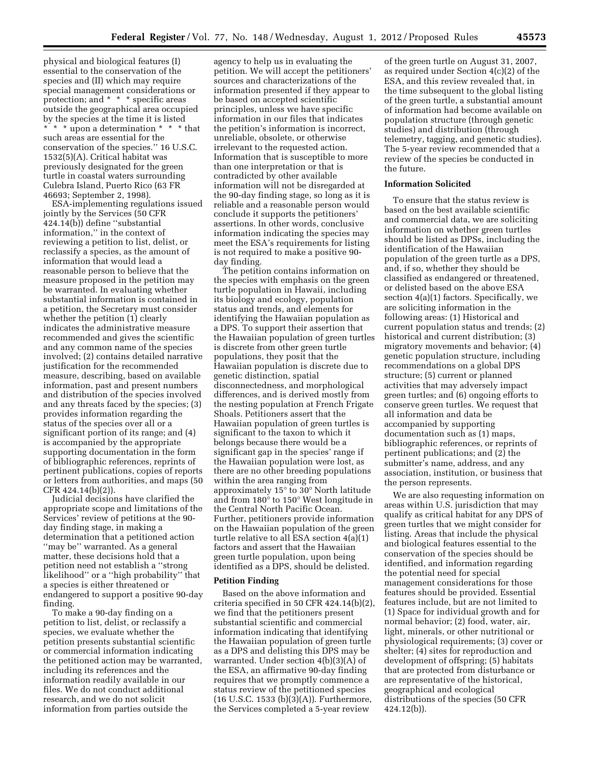physical and biological features (I) essential to the conservation of the species and (II) which may require special management considerations or protection; and * * * specific areas outside the geographical area occupied by the species at the time it is listed * * * upon a determination * * * that such areas are essential for the conservation of the species.'' 16 U.S.C. 1532(5)(A). Critical habitat was previously designated for the green turtle in coastal waters surrounding Culebra Island, Puerto Rico (63 FR 46693; September 2, 1998).

ESA-implementing regulations issued jointly by the Services (50 CFR 424.14(b)) define ''substantial information,'' in the context of reviewing a petition to list, delist, or reclassify a species, as the amount of information that would lead a reasonable person to believe that the measure proposed in the petition may be warranted. In evaluating whether substantial information is contained in a petition, the Secretary must consider whether the petition (1) clearly indicates the administrative measure recommended and gives the scientific and any common name of the species involved; (2) contains detailed narrative justification for the recommended measure, describing, based on available information, past and present numbers and distribution of the species involved and any threats faced by the species; (3) provides information regarding the status of the species over all or a significant portion of its range; and (4) is accompanied by the appropriate supporting documentation in the form of bibliographic references, reprints of pertinent publications, copies of reports or letters from authorities, and maps (50 CFR 424.14(b)(2)).

Judicial decisions have clarified the appropriate scope and limitations of the Services' review of petitions at the 90-day finding stage, in making a determination that a petitioned action ''may be'' warranted. As a general matter, these decisions hold that a petition need not establish a ''strong likelihood'' or a ''high probability'' that a species is either threatened or endangered to support a positive 90-day finding.

To make a 90-day finding on a petition to list, delist, or reclassify a species, we evaluate whether the petition presents substantial scientific or commercial information indicating the petitioned action may be warranted, including its references and the information readily available in our files. We do not conduct additional research, and we do not solicit information from parties outside the agency to help us in evaluating the petition. We will accept the petitioners' sources and characterizations of the information presented if they appear to be based on accepted scientific principles, unless we have specific information in our files that indicates the petition's information is incorrect, unreliable, obsolete, or otherwise irrelevant to the requested action. Information that is susceptible to more than one interpretation or that is contradicted by other available information will not be disregarded at the 90-day finding stage, so long as it is reliable and a reasonable person would conclude it supports the petitioners' assertions. In other words, conclusive information indicating the species may meet the ESA's requirements for listing is not required to make a positive 90-day finding.

The petition contains information on the species with emphasis on the green turtle population in Hawaii, including its biology and ecology, population status and trends, and elements for identifying the Hawaiian population as a DPS. To support their assertion that the Hawaiian population of green turtles is discrete from other green turtle populations, they posit that the Hawaiian population is discrete due to genetic distinction, spatial disconnectedness, and morphological differences, and is derived mostly from the nesting population at French Frigate Shoals. Petitioners assert that the Hawaiian population of green turtles is significant to the taxon to which it belongs because there would be a significant gap in the species' range if the Hawaiian population were lost, as there are no other breeding populations within the area ranging from approximately 15° to 30° North latitude and from 180° to 150° West longitude in the Central North Pacific Ocean. Further, petitioners provide information on the Hawaiian population of the green turtle relative to all ESA section 4(a)(1) factors and assert that the Hawaiian green turtle population, upon being identified as a DPS, should be delisted.

## Petition Finding

Based on the above information and criteria specified in 50 CFR 424.14(b)(2), we find that the petitioners present substantial scientific and commercial information indicating that identifying the Hawaiian population of green turtle as a DPS and delisting this DPS may be warranted. Under section 4(b)(3)(A) of the ESA, an affirmative 90-day finding requires that we promptly commence a status review of the petitioned species (16 U.S.C. 1533 (b)(3)(A)). Furthermore, the Services completed a 5-year review of the green turtle on August 31, 2007, as required under Section 4(c)(2) of the ESA, and this review revealed that, in the time subsequent to the global listing of the green turtle, a substantial amount of information had become available on population structure (through genetic studies) and distribution (through telemetry, tagging, and genetic studies). The 5-year review recommended that a review of the species be conducted in the future.

## Information Solicited

To ensure that the status review is based on the best available scientific and commercial data, we are soliciting information on whether green turtles should be listed as DPSs, including the identification of the Hawaiian population of the green turtle as a DPS, and, if so, whether they should be classified as endangered or threatened, or delisted based on the above ESA section 4(a)(1) factors. Specifically, we are soliciting information in the following areas: (1) Historical and current population status and trends; (2) historical and current distribution; (3) migratory movements and behavior; (4) genetic population structure, including recommendations on a global DPS structure; (5) current or planned activities that may adversely impact green turtles; and (6) ongoing efforts to conserve green turtles. We request that all information and data be accompanied by supporting documentation such as (1) maps, bibliographic references, or reprints of pertinent publications; and (2) the submitter's name, address, and any association, institution, or business that the person represents.

We are also requesting information on areas within U.S. jurisdiction that may qualify as critical habitat for any DPS of green turtles that we might consider for listing. Areas that include the physical and biological features essential to the conservation of the species should be identified, and information regarding the potential need for special management considerations for those features should be provided. Essential features include, but are not limited to (1) Space for individual growth and for normal behavior; (2) food, water, air, light, minerals, or other nutritional or physiological requirements; (3) cover or shelter; (4) sites for reproduction and development of offspring; (5) habitats that are protected from disturbance or are representative of the historical, geographical and ecological distributions of the species (50 CFR 424.12(b)).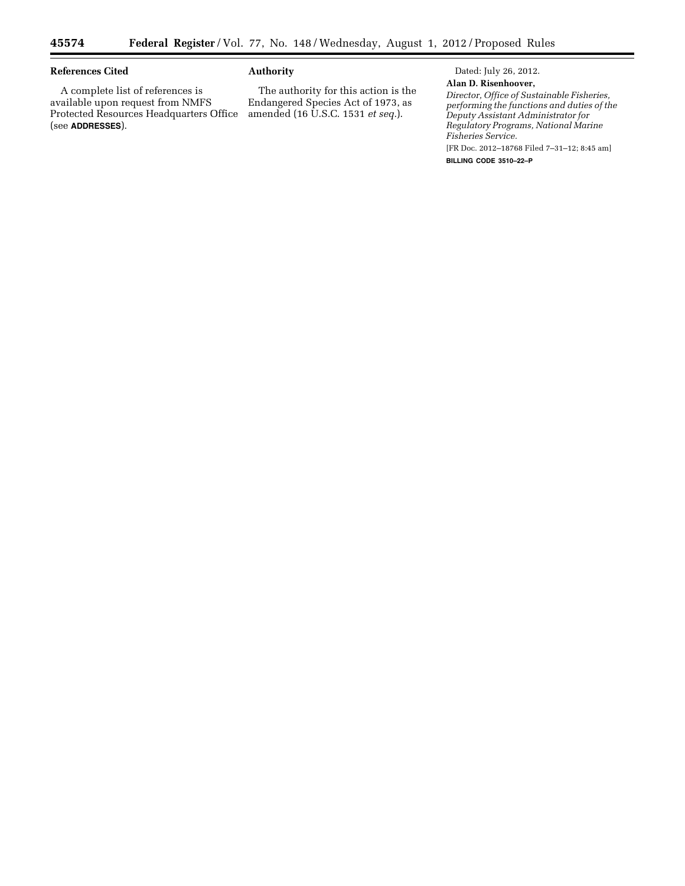## References Cited

A complete list of references is available upon request from NMFS Protected Resources Headquarters Office (see **ADDRESSES**).

## Authority

The authority for this action is the Endangered Species Act of 1973, as amended (16 U.S.C. 1531 *et seq.*).

Dated: July 26, 2012.

**Alan D. Risenhoover,**

*Director, Office of Sustainable Fisheries, performing the functions and duties of the Deputy Assistant Administrator for Regulatory Programs, National Marine Fisheries Service.*

[FR Doc. 2012–18768 Filed 7–31–12; 8:45 am]

**BILLING CODE 3510–22–P**